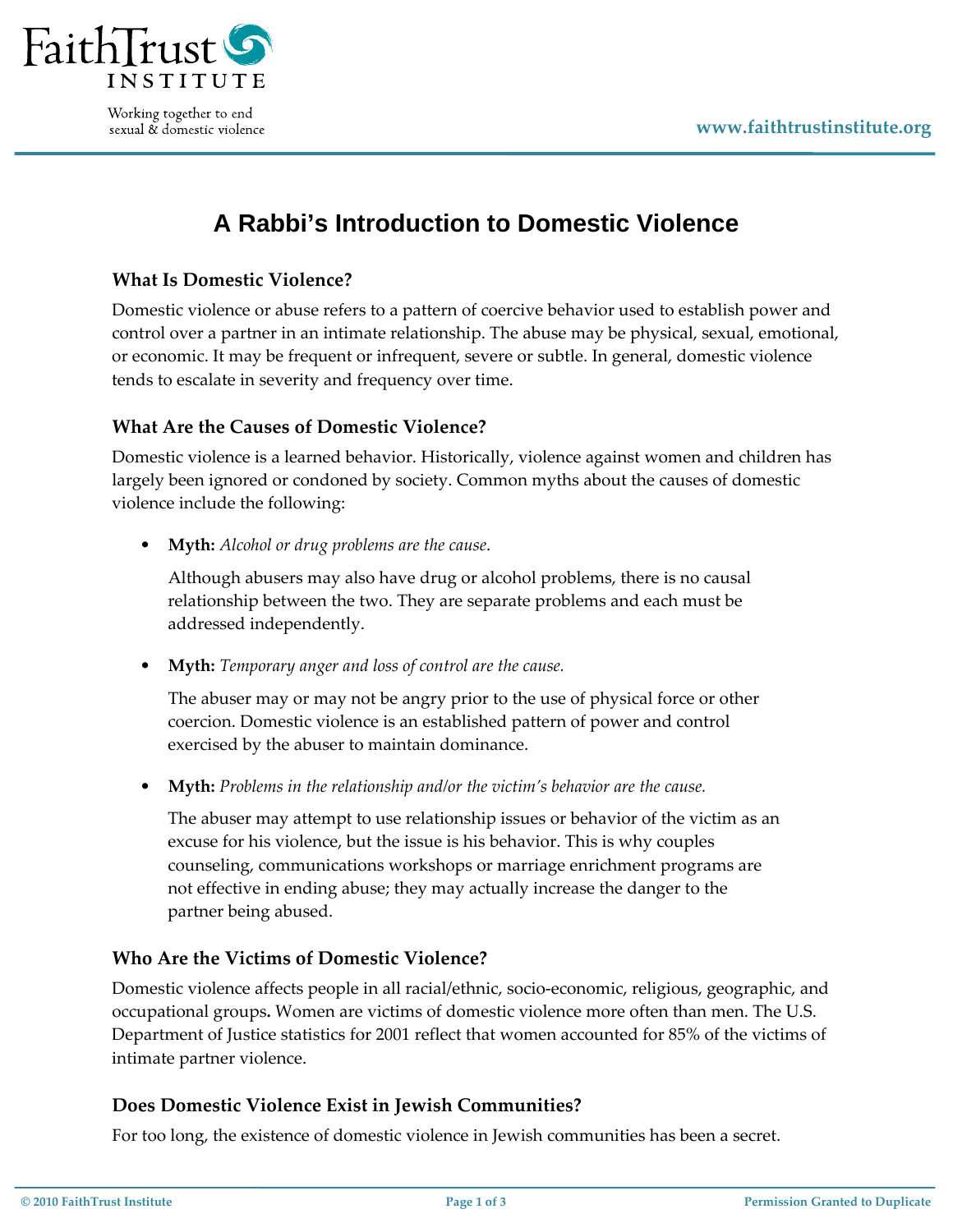# A Rabbi's Introduction to Domestic Violence

### What Is Domestic Violence?

Domestic violence or abuse refers to a pattern of coercive behavior used to establish power and control over a partner in an intimate relationship. The abuse may be physical, sexual, emotional, or economic. It may be frequent or infrequent, severe or subtle. In general, domestic violence tends to escalate in severity and frequency over time.

### What Are the Causes of Domestic Violence?

Domestic violence is a learned behavior. Historically, violence against women and children has largely been ignored or condoned by society. Common myths about the causes of domestic violence include the following:

- **Myth:** *Alcohol or drug problems are the cause.*

  Although abusers may also have drug or alcohol problems, there is no causal relationship between the two. They are separate problems and each must be addressed independently.

- **Myth:** *Temporary anger and loss of control are the cause.*

  The abuser may or may not be angry prior to the use of physical force or other coercion. Domestic violence is an established pattern of power and control exercised by the abuser to maintain dominance.

- **Myth:** *Problems in the relationship and/or the victim's behavior are the cause.*

  The abuser may attempt to use relationship issues or behavior of the victim as an excuse for his violence, but the issue is his behavior. This is why couples counseling, communications workshops or marriage enrichment programs are not effective in ending abuse; they may actually increase the danger to the partner being abused.

### Who Are the Victims of Domestic Violence?

Domestic violence affects people in all racial/ethnic, socio-economic, religious, geographic, and occupational groups**.** Women are victims of domestic violence more often than men. The U.S. Department of Justice statistics for 2001 reflect that women accounted for 85% of the victims of intimate partner violence.

### Does Domestic Violence Exist in Jewish Communities?

For too long, the existence of domestic violence in Jewish communities has been a secret.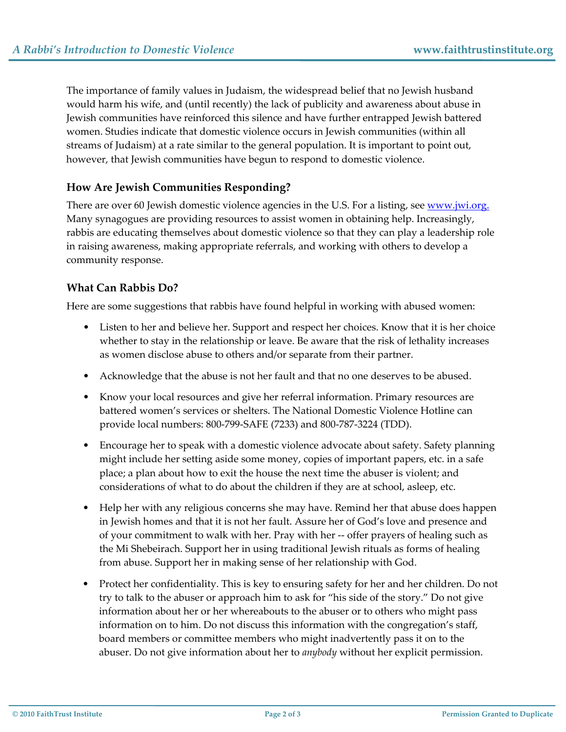The importance of family values in Judaism, the widespread belief that no Jewish husband would harm his wife, and (until recently) the lack of publicity and awareness about abuse in Jewish communities have reinforced this silence and have further entrapped Jewish battered women. Studies indicate that domestic violence occurs in Jewish communities (within all streams of Judaism) at a rate similar to the general population. It is important to point out, however, that Jewish communities have begun to respond to domestic violence.

### How Are Jewish Communities Responding?

There are over 60 Jewish domestic violence agencies in the U.S. For a listing, see [www.jwi.org.](http://www.jwi.org) Many synagogues are providing resources to assist women in obtaining help. Increasingly, rabbis are educating themselves about domestic violence so that they can play a leadership role in raising awareness, making appropriate referrals, and working with others to develop a community response.

### What Can Rabbis Do?

Here are some suggestions that rabbis have found helpful in working with abused women:

- Listen to her and believe her. Support and respect her choices. Know that it is her choice whether to stay in the relationship or leave. Be aware that the risk of lethality increases as women disclose abuse to others and/or separate from their partner.
- Acknowledge that the abuse is not her fault and that no one deserves to be abused.
- Know your local resources and give her referral information. Primary resources are battered women's services or shelters. The National Domestic Violence Hotline can provide local numbers: 800-799-SAFE (7233) and 800-787-3224 (TDD).
- Encourage her to speak with a domestic violence advocate about safety. Safety planning might include her setting aside some money, copies of important papers, etc. in a safe place; a plan about how to exit the house the next time the abuser is violent; and considerations of what to do about the children if they are at school, asleep, etc.
- Help her with any religious concerns she may have. Remind her that abuse does happen in Jewish homes and that it is not her fault. Assure her of God's love and presence and of your commitment to walk with her. Pray with her -- offer prayers of healing such as the Mi Shebeirach. Support her in using traditional Jewish rituals as forms of healing from abuse. Support her in making sense of her relationship with God.
- Protect her confidentiality. This is key to ensuring safety for her and her children. Do not try to talk to the abuser or approach him to ask for "his side of the story." Do not give information about her or her whereabouts to the abuser or to others who might pass information on to him. Do not discuss this information with the congregation's staff, board members or committee members who might inadvertently pass it on to the abuser. Do not give information about her to *anybody* without her explicit permission.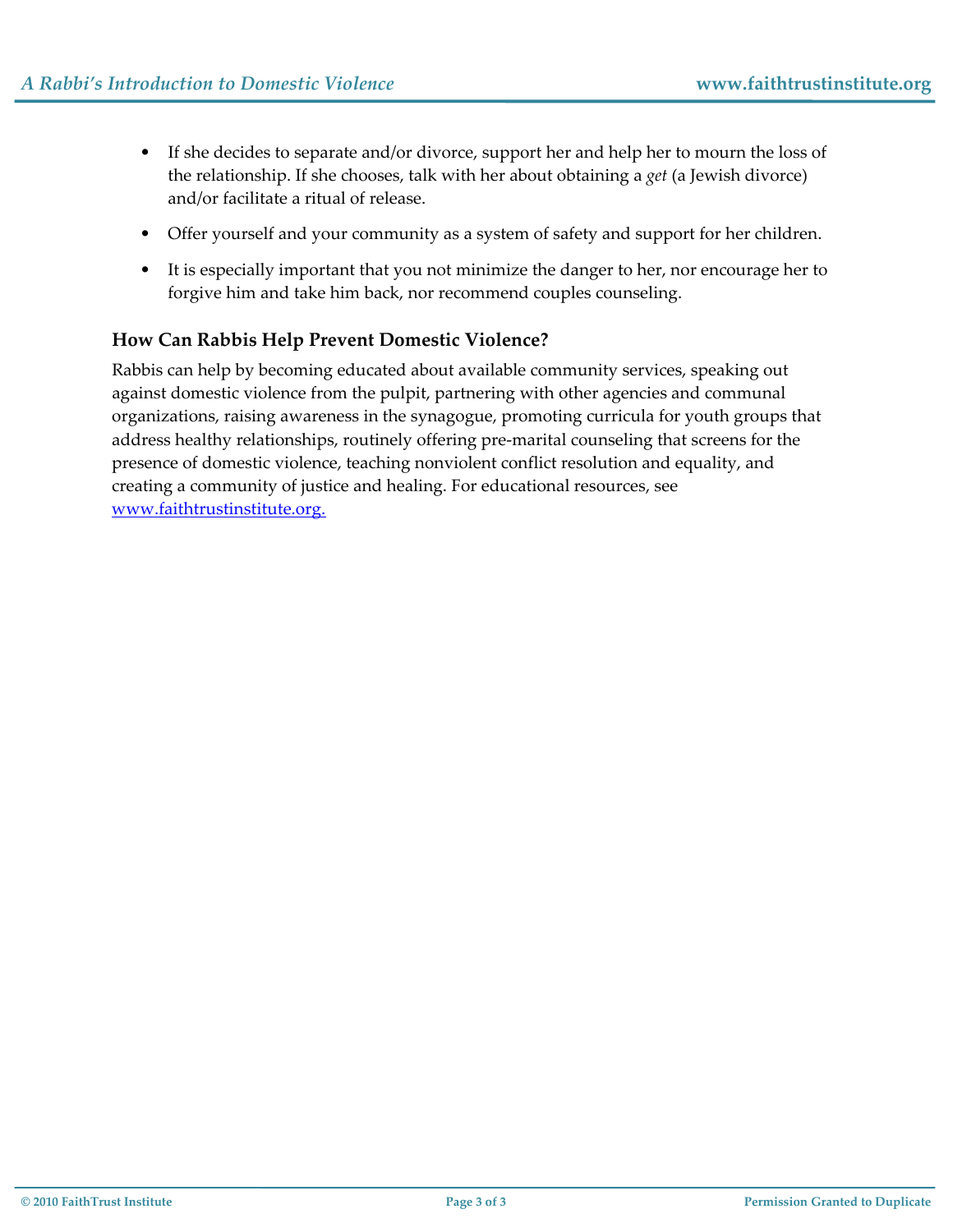- If she decides to separate and/or divorce, support her and help her to mourn the loss of the relationship. If she chooses, talk with her about obtaining a *get* (a Jewish divorce) and/or facilitate a ritual of release.
- Offer yourself and your community as a system of safety and support for her children.
- It is especially important that you not minimize the danger to her, nor encourage her to forgive him and take him back, nor recommend couples counseling.

### How Can Rabbis Help Prevent Domestic Violence?

Rabbis can help by becoming educated about available community services, speaking out against domestic violence from the pulpit, partnering with other agencies and communal organizations, raising awareness in the synagogue, promoting curricula for youth groups that address healthy relationships, routinely offering pre-marital counseling that screens for the presence of domestic violence, teaching nonviolent conflict resolution and equality, and creating a community of justice and healing. For educational resources, see [www.faithtrustinstitute.org.](http://www.faithtrustinstitute.org)